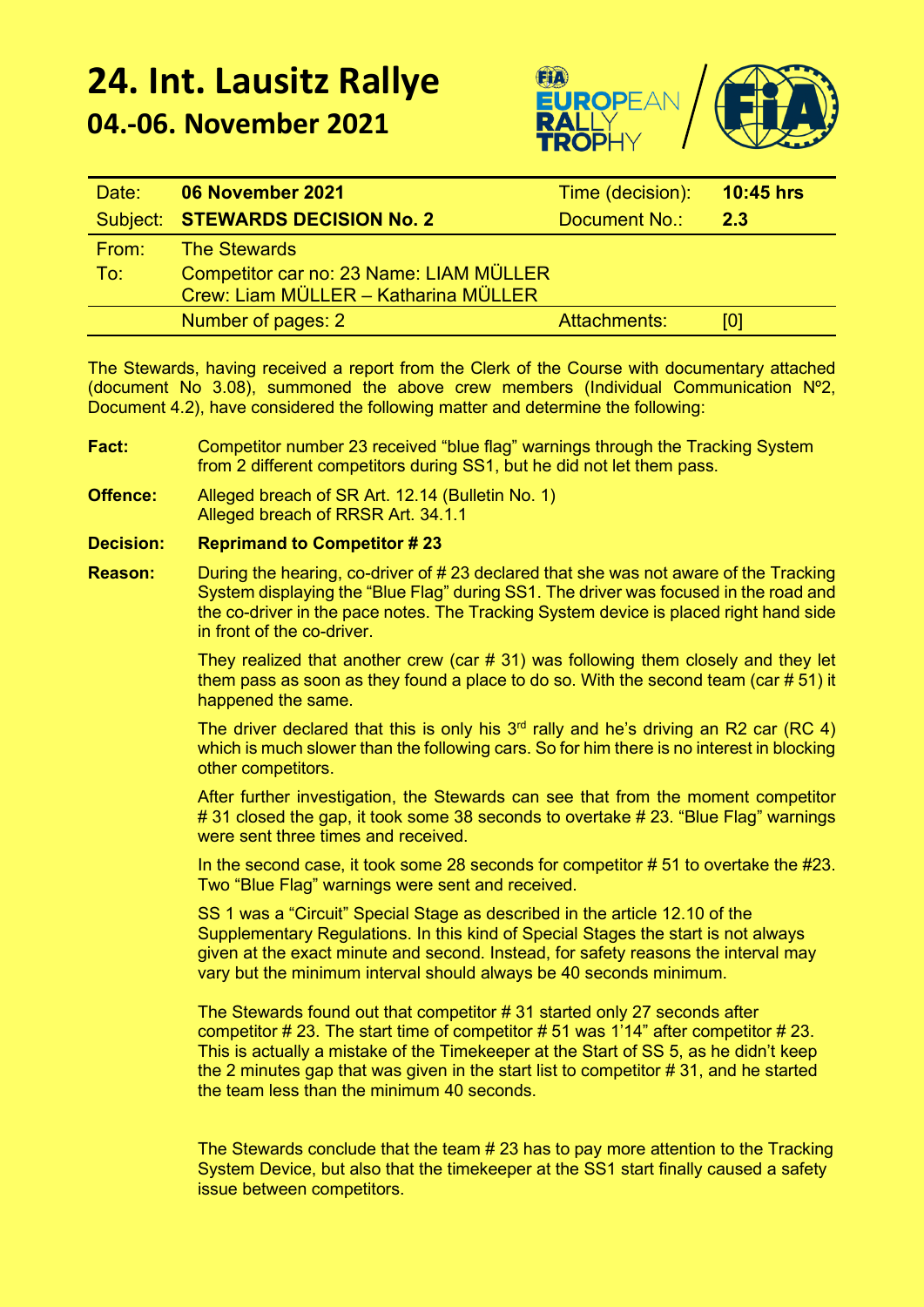# 24. Int. Lausitz Rallye

## 04.-06. November 2021

| Date: | **06 November 2021** | Time (decision): | **10:45 hrs** |
|---|---|---|---|
| Subject: | **STEWARDS DECISION No. 2** | Document No.: | **2.3** |
| From: | The Stewards | | |
| To: | Competitor car no: 23 Name: LIAM MÜLLER<br>Crew: Liam MÜLLER – Katharina MÜLLER | | |
| | Number of pages: 2 | Attachments: | [0] |

The Stewards, having received a report from the Clerk of the Course with documentary attached (document No 3.08), summoned the above crew members (Individual Communication Nº2, Document 4.2), have considered the following matter and determine the following:

**Fact:** Competitor number 23 received "blue flag" warnings through the Tracking System from 2 different competitors during SS1, but he did not let them pass.

**Offence:** Alleged breach of SR Art. 12.14 (Bulletin No. 1)
Alleged breach of RRSR Art. 34.1.1

**Decision:** **Reprimand to Competitor # 23**

**Reason:** During the hearing, co-driver of # 23 declared that she was not aware of the Tracking System displaying the "Blue Flag" during SS1. The driver was focused in the road and the co-driver in the pace notes. The Tracking System device is placed right hand side in front of the co-driver.

They realized that another crew (car # 31) was following them closely and they let them pass as soon as they found a place to do so. With the second team (car # 51) it happened the same.

The driver declared that this is only his 3rd rally and he's driving an R2 car (RC 4) which is much slower than the following cars. So for him there is no interest in blocking other competitors.

After further investigation, the Stewards can see that from the moment competitor # 31 closed the gap, it took some 38 seconds to overtake # 23. "Blue Flag" warnings were sent three times and received.

In the second case, it took some 28 seconds for competitor # 51 to overtake the #23. Two "Blue Flag" warnings were sent and received.

SS 1 was a "Circuit" Special Stage as described in the article 12.10 of the Supplementary Regulations. In this kind of Special Stages the start is not always given at the exact minute and second. Instead, for safety reasons the interval may vary but the minimum interval should always be 40 seconds minimum.

The Stewards found out that competitor # 31 started only 27 seconds after competitor # 23. The start time of competitor # 51 was 1'14" after competitor # 23. This is actually a mistake of the Timekeeper at the Start of SS 5, as he didn't keep the 2 minutes gap that was given in the start list to competitor # 31, and he started the team less than the minimum 40 seconds.

The Stewards conclude that the team # 23 has to pay more attention to the Tracking System Device, but also that the timekeeper at the SS1 start finally caused a safety issue between competitors.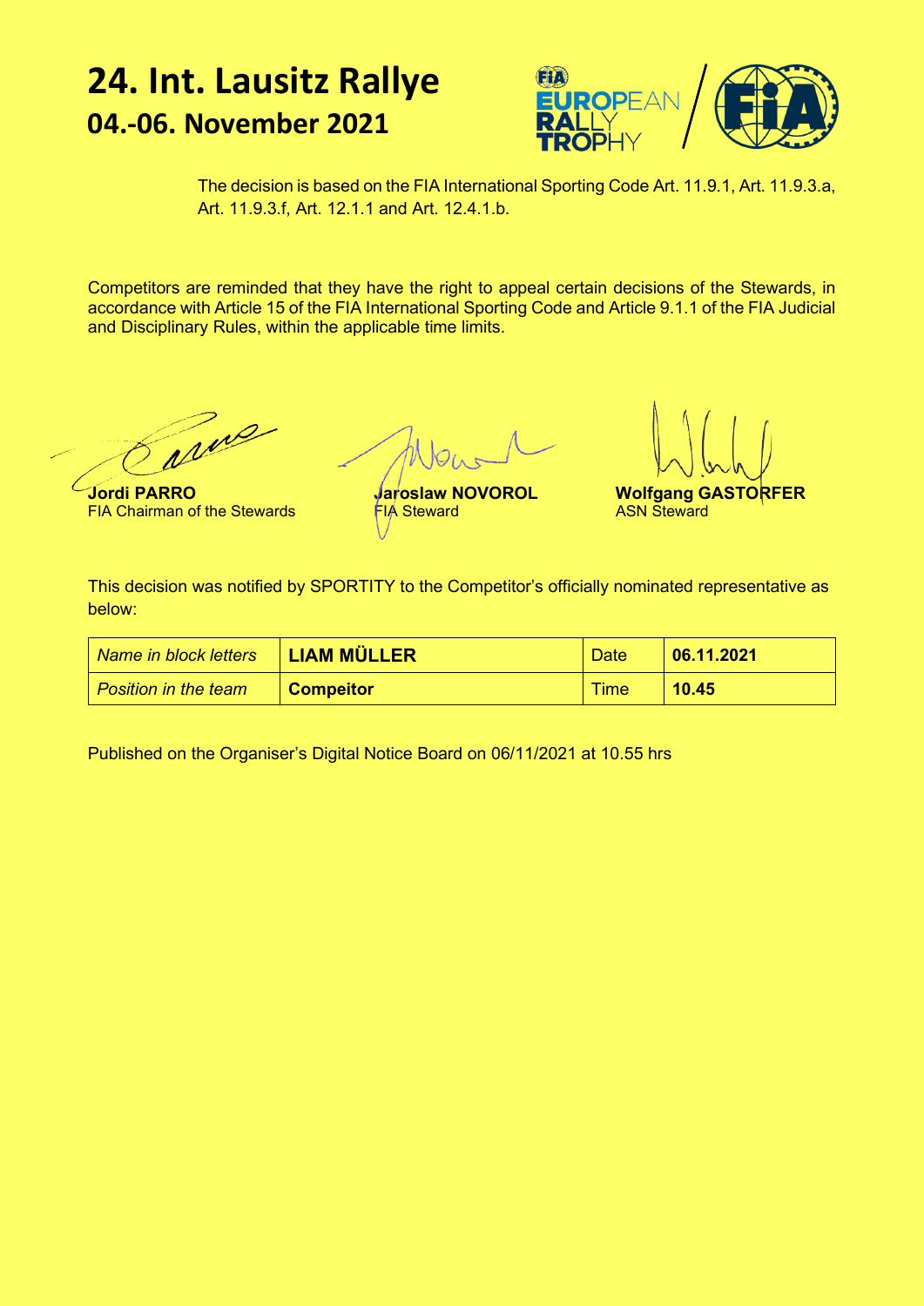# 24. Int. Lausitz Rallye

## 04.-06. November 2021

The decision is based on the FIA International Sporting Code Art. 11.9.1, Art. 11.9.3.a, Art. 11.9.3.f, Art. 12.1.1 and Art. 12.4.1.b.

Competitors are reminded that they have the right to appeal certain decisions of the Stewards, in accordance with Article 15 of the FIA International Sporting Code and Article 9.1.1 of the FIA Judicial and Disciplinary Rules, within the applicable time limits.

**Jordi PARRO**
FIA Chairman of the Stewards

**Jaroslaw NOVOROL**
FIA Steward

**Wolfgang GASTORFER**
ASN Steward

This decision was notified by SPORTITY to the Competitor's officially nominated representative as below:

| | | | |
|---|---|---|---|
| *Name in block letters* | **LIAM MÜLLER** | Date | **06.11.2021** |
| *Position in the team* | **Compeitor** | Time | **10.45** |

Published on the Organiser's Digital Notice Board on 06/11/2021 at 10.55 hrs